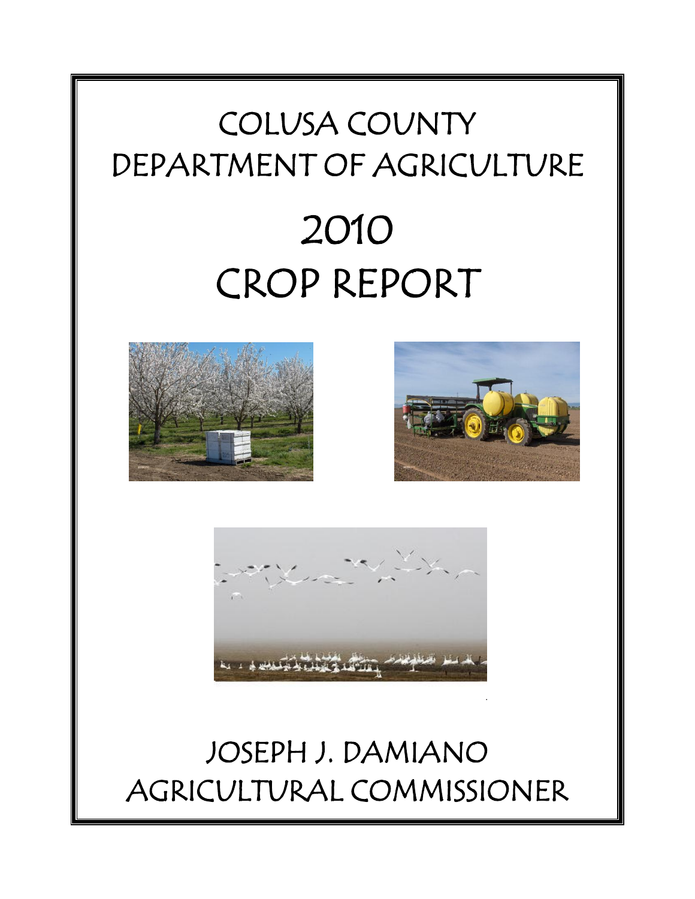# COLUSA COUNTY DEPARTMENT OF AGRICULTURE

# 2010 CROP REPORT

JOSEPH J. DAMIANO

AGRICULTURAL COMMISSIONER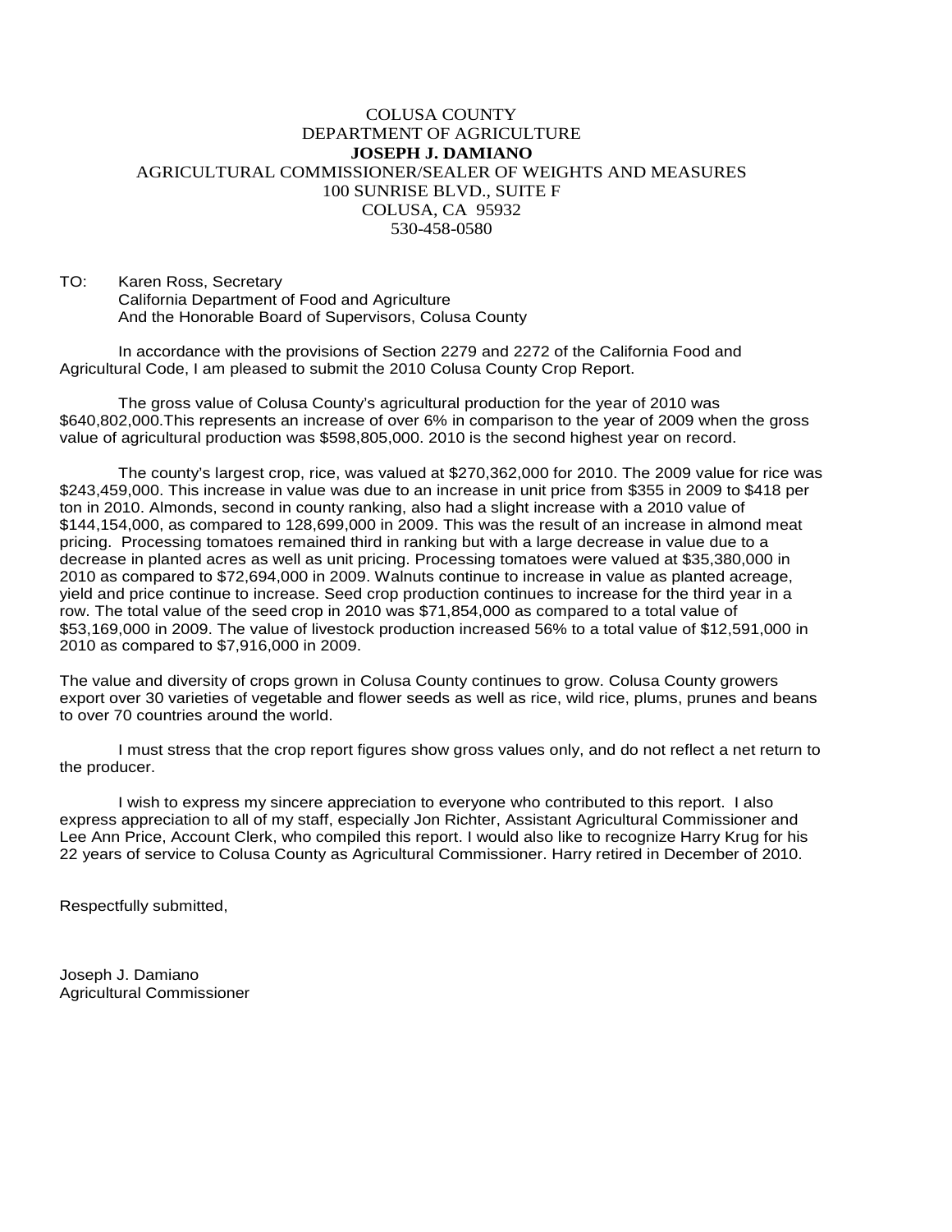COLUSA COUNTY
DEPARTMENT OF AGRICULTURE
**JOSEPH J. DAMIANO**
AGRICULTURAL COMMISSIONER/SEALER OF WEIGHTS AND MEASURES
100 SUNRISE BLVD., SUITE F
COLUSA, CA 95932
530-458-0580

TO: Karen Ross, Secretary
California Department of Food and Agriculture
And the Honorable Board of Supervisors, Colusa County

In accordance with the provisions of Section 2279 and 2272 of the California Food and Agricultural Code, I am pleased to submit the 2010 Colusa County Crop Report.

The gross value of Colusa County's agricultural production for the year of 2010 was $640,802,000.This represents an increase of over 6% in comparison to the year of 2009 when the gross value of agricultural production was $598,805,000. 2010 is the second highest year on record.

The county's largest crop, rice, was valued at $270,362,000 for 2010. The 2009 value for rice was $243,459,000. This increase in value was due to an increase in unit price from $355 in 2009 to $418 per ton in 2010. Almonds, second in county ranking, also had a slight increase with a 2010 value of $144,154,000, as compared to 128,699,000 in 2009. This was the result of an increase in almond meat pricing. Processing tomatoes remained third in ranking but with a large decrease in value due to a decrease in planted acres as well as unit pricing. Processing tomatoes were valued at $35,380,000 in 2010 as compared to $72,694,000 in 2009. Walnuts continue to increase in value as planted acreage, yield and price continue to increase. Seed crop production continues to increase for the third year in a row. The total value of the seed crop in 2010 was $71,854,000 as compared to a total value of $53,169,000 in 2009. The value of livestock production increased 56% to a total value of $12,591,000 in 2010 as compared to $7,916,000 in 2009.

The value and diversity of crops grown in Colusa County continues to grow. Colusa County growers export over 30 varieties of vegetable and flower seeds as well as rice, wild rice, plums, prunes and beans to over 70 countries around the world.

I must stress that the crop report figures show gross values only, and do not reflect a net return to the producer.

I wish to express my sincere appreciation to everyone who contributed to this report. I also express appreciation to all of my staff, especially Jon Richter, Assistant Agricultural Commissioner and Lee Ann Price, Account Clerk, who compiled this report. I would also like to recognize Harry Krug for his 22 years of service to Colusa County as Agricultural Commissioner. Harry retired in December of 2010.

Respectfully submitted,

Joseph J. Damiano
Agricultural Commissioner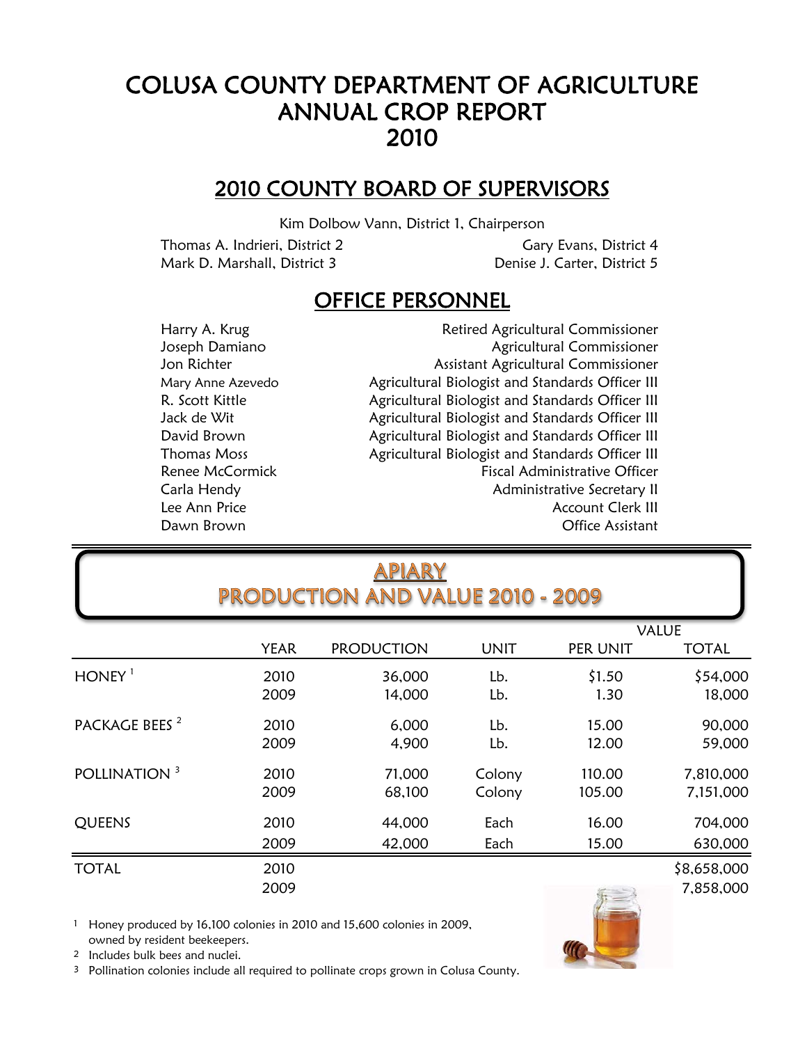# COLUSA COUNTY DEPARTMENT OF AGRICULTURE
# ANNUAL CROP REPORT
# 2010

## 2010 COUNTY BOARD OF SUPERVISORS

Kim Dolbow Vann, District 1, Chairperson

Thomas A. Indrieri, District 2
Mark D. Marshall, District 3
Gary Evans, District 4
Denise J. Carter, District 5

## OFFICE PERSONNEL

| | |
|---|---|
| Harry A. Krug | Retired Agricultural Commissioner |
| Joseph Damiano | Agricultural Commissioner |
| Jon Richter | Assistant Agricultural Commissioner |
| Mary Anne Azevedo | Agricultural Biologist and Standards Officer III |
| R. Scott Kittle | Agricultural Biologist and Standards Officer III |
| Jack de Wit | Agricultural Biologist and Standards Officer III |
| David Brown | Agricultural Biologist and Standards Officer III |
| Thomas Moss | Agricultural Biologist and Standards Officer III |
| Renee McCormick | Fiscal Administrative Officer |
| Carla Hendy | Administrative Secretary II |
| Lee Ann Price | Account Clerk III |
| Dawn Brown | Office Assistant |

## APIARY
## PRODUCTION AND VALUE 2010 - 2009

| | YEAR | PRODUCTION | UNIT | VALUE PER UNIT | VALUE TOTAL |
|---|---|---|---|---|---|
| HONEY [1] | 2010 | 36,000 | Lb. | $1.50 | $54,000 |
| | 2009 | 14,000 | Lb. | 1.30 | 18,000 |
| PACKAGE BEES [2] | 2010 | 6,000 | Lb. | 15.00 | 90,000 |
| | 2009 | 4,900 | Lb. | 12.00 | 59,000 |
| POLLINATION [3] | 2010 | 71,000 | Colony | 110.00 | 7,810,000 |
| | 2009 | 68,100 | Colony | 105.00 | 7,151,000 |
| QUEENS | 2010 | 44,000 | Each | 16.00 | 704,000 |
| | 2009 | 42,000 | Each | 15.00 | 630,000 |
| TOTAL | 2010 | | | | $8,658,000 |
| | 2009 | | | | 7,858,000 |

[1] Honey produced by 16,100 colonies in 2010 and 15,600 colonies in 2009, owned by resident beekeepers.

[2] Includes bulk bees and nuclei.

[3] Pollination colonies include all required to pollinate crops grown in Colusa County.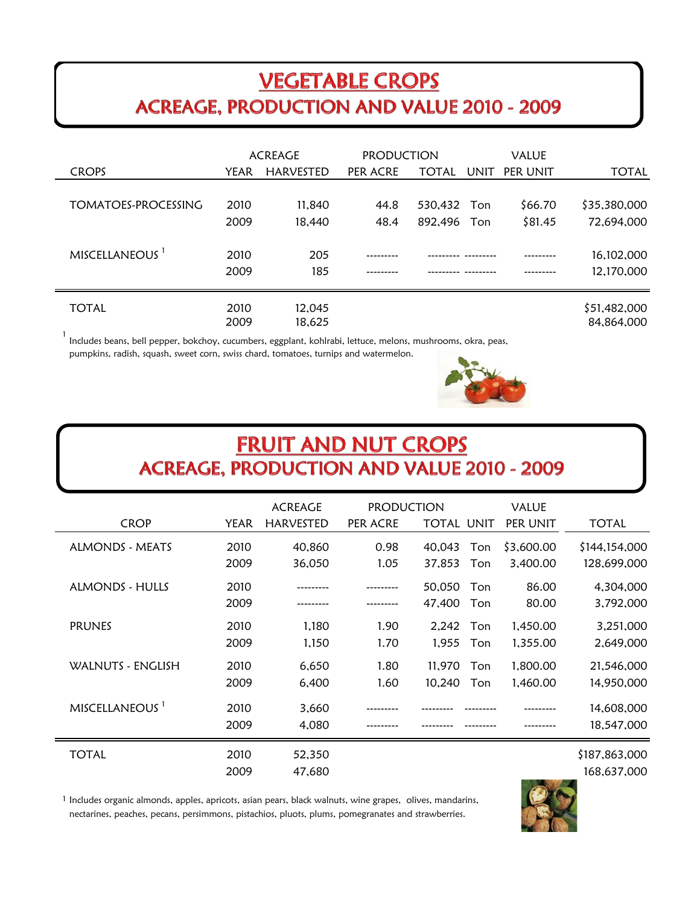# VEGETABLE CROPS

## ACREAGE, PRODUCTION AND VALUE 2010 - 2009

| CROPS | YEAR | ACREAGE HARVESTED | PRODUCTION PER ACRE | PRODUCTION TOTAL | UNIT | VALUE PER UNIT | TOTAL |
|---|---|---|---|---|---|---|---|
| TOMATOES-PROCESSING | 2010 | 11,840 | 44.8 | 530,432 | Ton | $66.70 | $35,380,000 |
| | 2009 | 18,440 | 48.4 | 892,496 | Ton | $81.45 | 72,694,000 |
| MISCELLANEOUS [1] | 2010 | 205 | --------- | --------- | --------- | --------- | 16,102,000 |
| | 2009 | 185 | --------- | --------- | --------- | --------- | 12,170,000 |
| TOTAL | 2010 | 12,045 | | | | | $51,482,000 |
| | 2009 | 18,625 | | | | | 84,864,000 |

[1] Includes beans, bell pepper, bokchoy, cucumbers, eggplant, kohlrabi, lettuce, melons, mushrooms, okra, peas, pumpkins, radish, squash, sweet corn, swiss chard, tomatoes, turnips and watermelon.

# FRUIT AND NUT CROPS

## ACREAGE, PRODUCTION AND VALUE 2010 - 2009

| CROP | YEAR | ACREAGE HARVESTED | PRODUCTION PER ACRE | PRODUCTION TOTAL | UNIT | VALUE PER UNIT | TOTAL |
|---|---|---|---|---|---|---|---|
| ALMONDS - MEATS | 2010 | 40,860 | 0.98 | 40,043 | Ton | $3,600.00 | $144,154,000 |
| | 2009 | 36,050 | 1.05 | 37,853 | Ton | 3,400.00 | 128,699,000 |
| ALMONDS - HULLS | 2010 | --------- | --------- | 50,050 | Ton | 86.00 | 4,304,000 |
| | 2009 | --------- | --------- | 47,400 | Ton | 80.00 | 3,792,000 |
| PRUNES | 2010 | 1,180 | 1.90 | 2,242 | Ton | 1,450.00 | 3,251,000 |
| | 2009 | 1,150 | 1.70 | 1,955 | Ton | 1,355.00 | 2,649,000 |
| WALNUTS - ENGLISH | 2010 | 6,650 | 1.80 | 11,970 | Ton | 1,800.00 | 21,546,000 |
| | 2009 | 6,400 | 1.60 | 10,240 | Ton | 1,460.00 | 14,950,000 |
| MISCELLANEOUS [1] | 2010 | 3,660 | --------- | --------- | --------- | --------- | 14,608,000 |
| | 2009 | 4,080 | --------- | --------- | --------- | --------- | 18,547,000 |
| TOTAL | 2010 | 52,350 | | | | | $187,863,000 |
| | 2009 | 47,680 | | | | | 168,637,000 |

[1] Includes organic almonds, apples, apricots, asian pears, black walnuts, wine grapes, olives, mandarins, nectarines, peaches, pecans, persimmons, pistachios, pluots, plums, pomegranates and strawberries.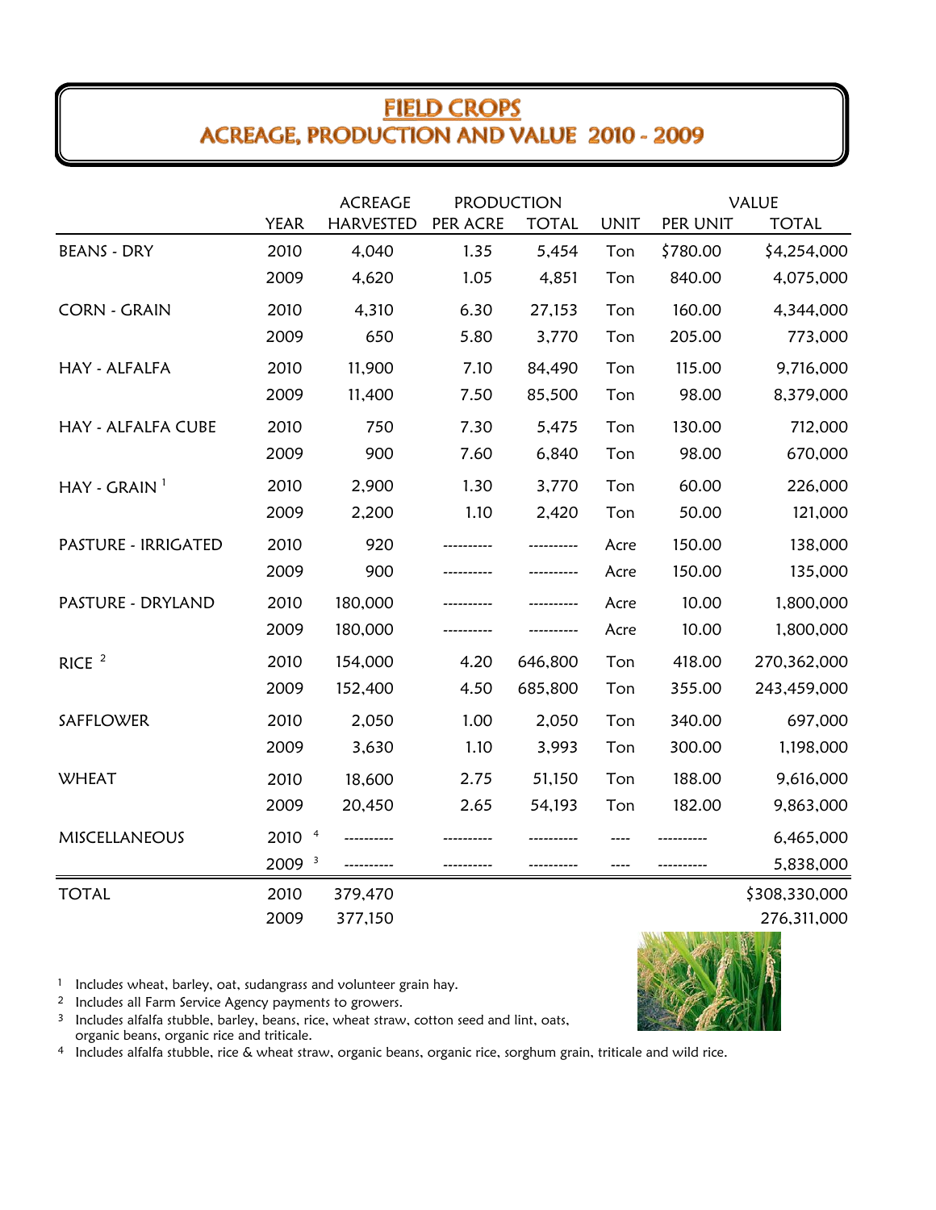# FIELD CROPS
## ACREAGE, PRODUCTION AND VALUE 2010 - 2009

| | YEAR | ACREAGE HARVESTED | PRODUCTION PER ACRE | PRODUCTION TOTAL | UNIT | VALUE PER UNIT | VALUE TOTAL |
|---|---|---|---|---|---|---|---|
| BEANS - DRY | 2010 | 4,040 | 1.35 | 5,454 | Ton | $780.00 | $4,254,000 |
| | 2009 | 4,620 | 1.05 | 4,851 | Ton | 840.00 | 4,075,000 |
| CORN - GRAIN | 2010 | 4,310 | 6.30 | 27,153 | Ton | 160.00 | 4,344,000 |
| | 2009 | 650 | 5.80 | 3,770 | Ton | 205.00 | 773,000 |
| HAY - ALFALFA | 2010 | 11,900 | 7.10 | 84,490 | Ton | 115.00 | 9,716,000 |
| | 2009 | 11,400 | 7.50 | 85,500 | Ton | 98.00 | 8,379,000 |
| HAY - ALFALFA CUBE | 2010 | 750 | 7.30 | 5,475 | Ton | 130.00 | 712,000 |
| | 2009 | 900 | 7.60 | 6,840 | Ton | 98.00 | 670,000 |
| HAY - GRAIN [1] | 2010 | 2,900 | 1.30 | 3,770 | Ton | 60.00 | 226,000 |
| | 2009 | 2,200 | 1.10 | 2,420 | Ton | 50.00 | 121,000 |
| PASTURE - IRRIGATED | 2010 | 920 | ---------- | ---------- | Acre | 150.00 | 138,000 |
| | 2009 | 900 | ---------- | ---------- | Acre | 150.00 | 135,000 |
| PASTURE - DRYLAND | 2010 | 180,000 | ---------- | ---------- | Acre | 10.00 | 1,800,000 |
| | 2009 | 180,000 | ---------- | ---------- | Acre | 10.00 | 1,800,000 |
| RICE [2] | 2010 | 154,000 | 4.20 | 646,800 | Ton | 418.00 | 270,362,000 |
| | 2009 | 152,400 | 4.50 | 685,800 | Ton | 355.00 | 243,459,000 |
| SAFFLOWER | 2010 | 2,050 | 1.00 | 2,050 | Ton | 340.00 | 697,000 |
| | 2009 | 3,630 | 1.10 | 3,993 | Ton | 300.00 | 1,198,000 |
| WHEAT | 2010 | 18,600 | 2.75 | 51,150 | Ton | 188.00 | 9,616,000 |
| | 2009 | 20,450 | 2.65 | 54,193 | Ton | 182.00 | 9,863,000 |
| MISCELLANEOUS | 2010 [4] | ---------- | ---------- | ---------- | ---- | ---------- | 6,465,000 |
| | 2009 [3] | ---------- | ---------- | ---------- | ---- | ---------- | 5,838,000 |
| TOTAL | 2010 | 379,470 | | | | | $308,330,000 |
| | 2009 | 377,150 | | | | | 276,311,000 |

1 Includes wheat, barley, oat, sudangrass and volunteer grain hay.
2 Includes all Farm Service Agency payments to growers.
3 Includes alfalfa stubble, barley, beans, rice, wheat straw, cotton seed and lint, oats, organic beans, organic rice and triticale.
4 Includes alfalfa stubble, rice & wheat straw, organic beans, organic rice, sorghum grain, triticale and wild rice.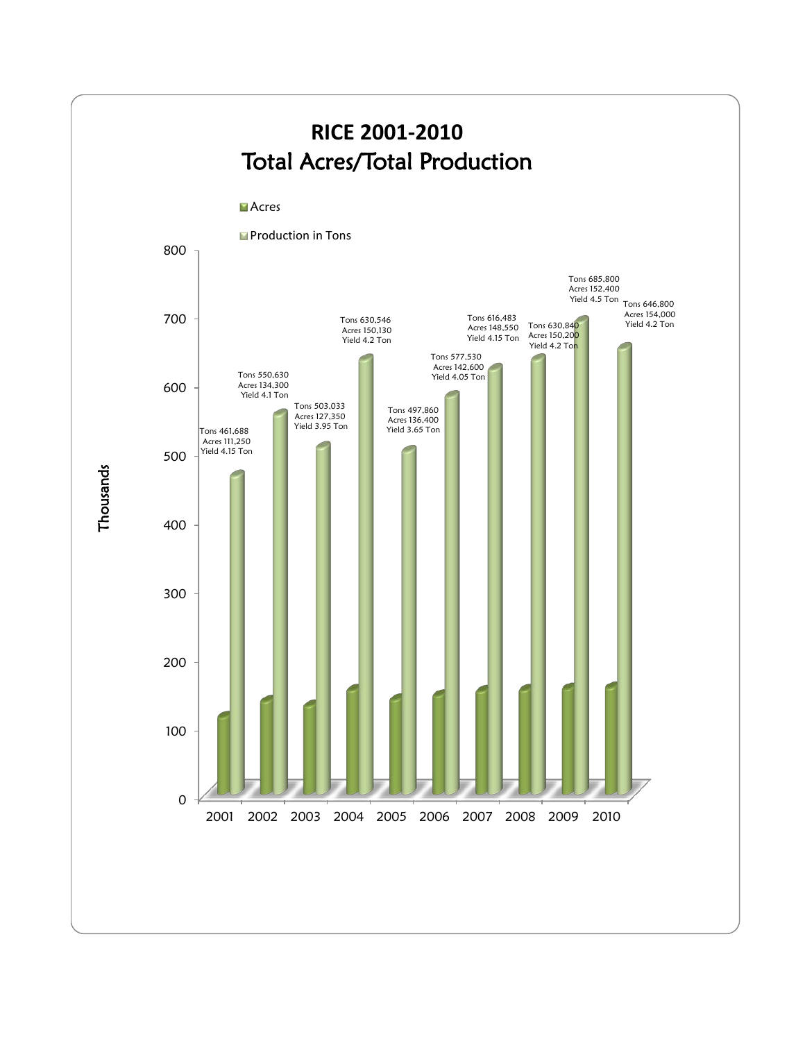# RICE 2001-2010

## Total Acres/Total Production

| Year | Tons | Acres | Yield |
| --- | --- | --- | --- |
| 2001 | 461,688 | 111,250 | 4.15 Ton |
| 2002 | 550,630 | 134,300 | 4.1 Ton |
| 2003 | 503,033 | 127,350 | 3.95 Ton |
| 2004 | 630,546 | 150,130 | 4.2 Ton |
| 2005 | 497,860 | 136,400 | 3.65 Ton |
| 2006 | 577,530 | 142,600 | 4.05 Ton |
| 2007 | 616,483 | 148,550 | 4.15 Ton |
| 2008 | 630,840 | 150,200 | 4.2 Ton |
| 2009 | 685,800 | 152,400 | 4.5 Ton |
| 2010 | 646,800 | 154,000 | 4.2 Ton |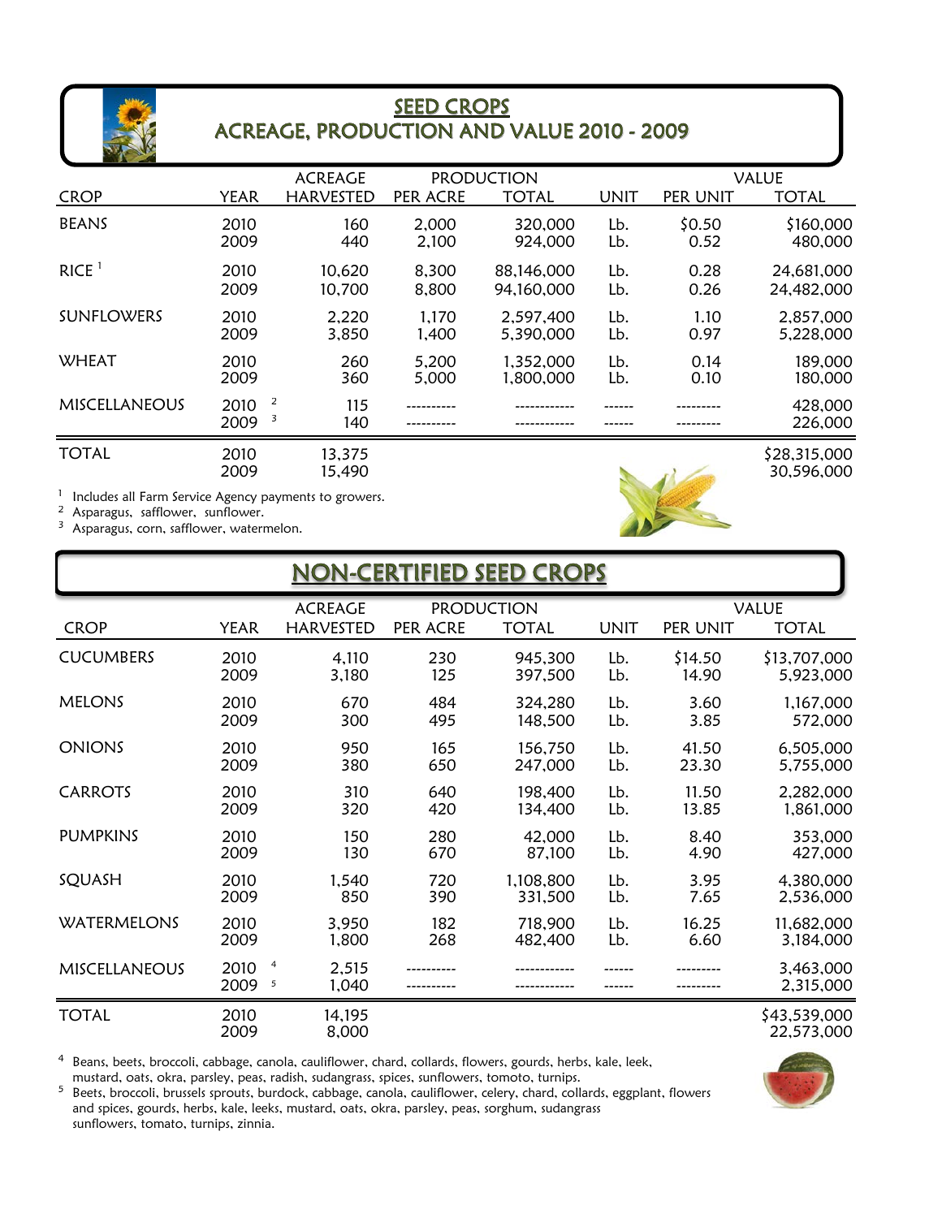# SEED CROPS
## ACREAGE, PRODUCTION AND VALUE 2010 - 2009

| CROP | YEAR | ACREAGE HARVESTED | PRODUCTION PER ACRE | PRODUCTION TOTAL | UNIT | VALUE PER UNIT | VALUE TOTAL |
|---|---|---|---|---|---|---|---|
| BEANS | 2010 | 160 | 2,000 | 320,000 | Lb. | $0.50 | $160,000 |
| | 2009 | 440 | 2,100 | 924,000 | Lb. | 0.52 | 480,000 |
| RICE [1] | 2010 | 10,620 | 8,300 | 88,146,000 | Lb. | 0.28 | 24,681,000 |
| | 2009 | 10,700 | 8,800 | 94,160,000 | Lb. | 0.26 | 24,482,000 |
| SUNFLOWERS | 2010 | 2,220 | 1,170 | 2,597,400 | Lb. | 1.10 | 2,857,000 |
| | 2009 | 3,850 | 1,400 | 5,390,000 | Lb. | 0.97 | 5,228,000 |
| WHEAT | 2010 | 260 | 5,200 | 1,352,000 | Lb. | 0.14 | 189,000 |
| | 2009 | 360 | 5,000 | 1,800,000 | Lb. | 0.10 | 180,000 |
| MISCELLANEOUS | 2010 [2] | 115 | ---------- | ------------ | ------ | --------- | 428,000 |
| | 2009 [3] | 140 | ---------- | ------------ | ------ | --------- | 226,000 |
| TOTAL | 2010 | 13,375 | | | | | $28,315,000 |
| | 2009 | 15,490 | | | | | 30,596,000 |

[1] Includes all Farm Service Agency payments to growers.
[2] Asparagus, safflower, sunflower.
[3] Asparagus, corn, safflower, watermelon.

# NON-CERTIFIED SEED CROPS

| CROP | YEAR | ACREAGE HARVESTED | PRODUCTION PER ACRE | PRODUCTION TOTAL | UNIT | VALUE PER UNIT | VALUE TOTAL |
|---|---|---|---|---|---|---|---|
| CUCUMBERS | 2010 | 4,110 | 230 | 945,300 | Lb. | $14.50 | $13,707,000 |
| | 2009 | 3,180 | 125 | 397,500 | Lb. | 14.90 | 5,923,000 |
| MELONS | 2010 | 670 | 484 | 324,280 | Lb. | 3.60 | 1,167,000 |
| | 2009 | 300 | 495 | 148,500 | Lb. | 3.85 | 572,000 |
| ONIONS | 2010 | 950 | 165 | 156,750 | Lb. | 41.50 | 6,505,000 |
| | 2009 | 380 | 650 | 247,000 | Lb. | 23.30 | 5,755,000 |
| CARROTS | 2010 | 310 | 640 | 198,400 | Lb. | 11.50 | 2,282,000 |
| | 2009 | 320 | 420 | 134,400 | Lb. | 13.85 | 1,861,000 |
| PUMPKINS | 2010 | 150 | 280 | 42,000 | Lb. | 8.40 | 353,000 |
| | 2009 | 130 | 670 | 87,100 | Lb. | 4.90 | 427,000 |
| SQUASH | 2010 | 1,540 | 720 | 1,108,800 | Lb. | 3.95 | 4,380,000 |
| | 2009 | 850 | 390 | 331,500 | Lb. | 7.65 | 2,536,000 |
| WATERMELONS | 2010 | 3,950 | 182 | 718,900 | Lb. | 16.25 | 11,682,000 |
| | 2009 | 1,800 | 268 | 482,400 | Lb. | 6.60 | 3,184,000 |
| MISCELLANEOUS | 2010 [4] | 2,515 | ---------- | ------------ | ------ | --------- | 3,463,000 |
| | 2009 [5] | 1,040 | ---------- | ------------ | ------ | --------- | 2,315,000 |
| TOTAL | 2010 | 14,195 | | | | | $43,539,000 |
| | 2009 | 8,000 | | | | | 22,573,000 |

[4] Beans, beets, broccoli, cabbage, canola, cauliflower, chard, collards, flowers, gourds, herbs, kale, leek, mustard, oats, okra, parsley, peas, radish, sudangrass, spices, sunflowers, tomoto, turnips.
[5] Beets, broccoli, brussels sprouts, burdock, cabbage, canola, cauliflower, celery, chard, collards, eggplant, flowers and spices, gourds, herbs, kale, leeks, mustard, oats, okra, parsley, peas, sorghum, sudangrass sunflowers, tomato, turnips, zinnia.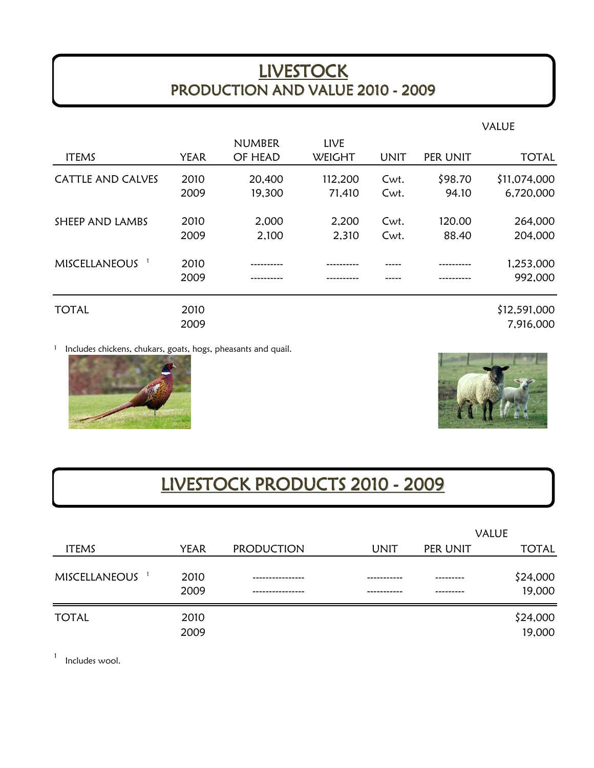# LIVESTOCK
## PRODUCTION AND VALUE 2010 - 2009

| ITEMS | YEAR | NUMBER OF HEAD | LIVE WEIGHT | UNIT | VALUE PER UNIT | VALUE TOTAL |
|---|---|---|---|---|---|---|
| CATTLE AND CALVES | 2010 | 20,400 | 112,200 | Cwt. | $98.70 | $11,074,000 |
| | 2009 | 19,300 | 71,410 | Cwt. | 94.10 | 6,720,000 |
| SHEEP AND LAMBS | 2010 | 2,000 | 2,200 | Cwt. | 120.00 | 264,000 |
| | 2009 | 2,100 | 2,310 | Cwt. | 88.40 | 204,000 |
| MISCELLANEOUS [1] | 2010 | ---------- | ---------- | ----- | ---------- | 1,253,000 |
| | 2009 | ---------- | ---------- | ----- | ---------- | 992,000 |
| TOTAL | 2010 | | | | | $12,591,000 |
| | 2009 | | | | | 7,916,000 |

[1] Includes chickens, chukars, goats, hogs, pheasants and quail.

# LIVESTOCK PRODUCTS 2010 - 2009

| ITEMS | YEAR | PRODUCTION | UNIT | VALUE PER UNIT | VALUE TOTAL |
|---|---|---|---|---|---|
| MISCELLANEOUS [1] | 2010 | ---------------- | ----------- | --------- | $24,000 |
| | 2009 | ---------------- | ----------- | --------- | 19,000 |
| TOTAL | 2010 | | | | $24,000 |
| | 2009 | | | | 19,000 |

[1] Includes wool.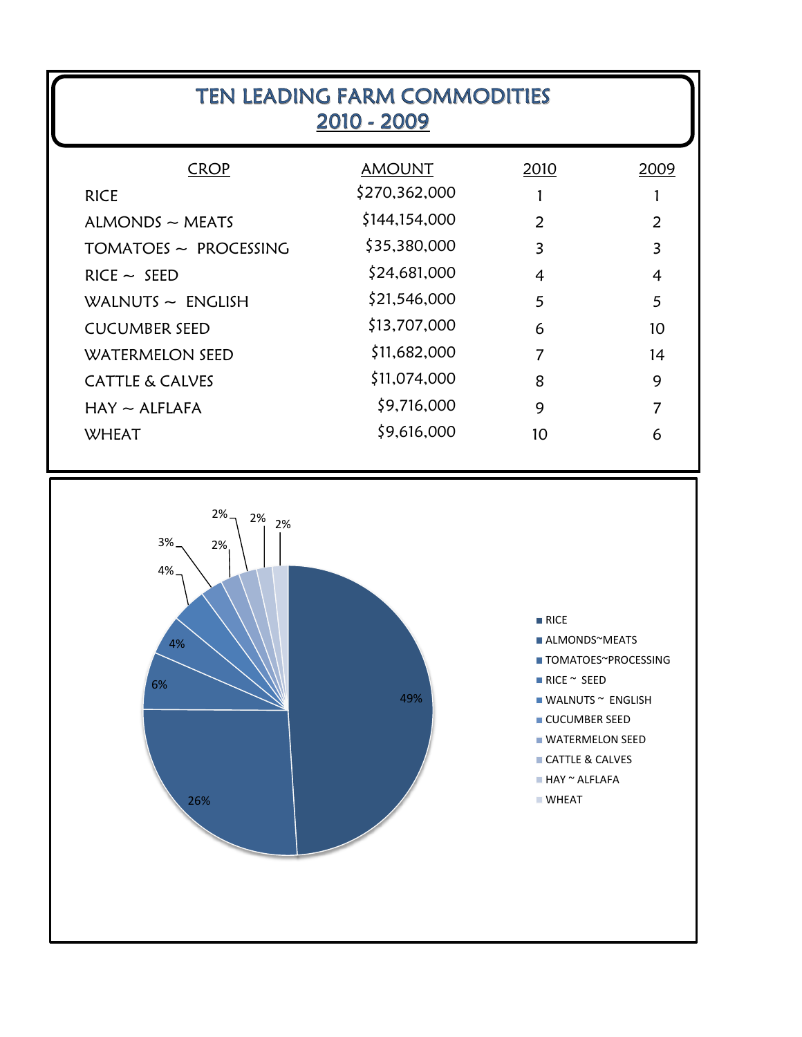# TEN LEADING FARM COMMODITIES
## 2010 - 2009

| CROP | AMOUNT | 2010 | 2009 |
|---|---|---|---|
| RICE | $270,362,000 | 1 | 1 |
| ALMONDS ~ MEATS | $144,154,000 | 2 | 2 |
| TOMATOES ~ PROCESSING | $35,380,000 | 3 | 3 |
| RICE ~ SEED | $24,681,000 | 4 | 4 |
| WALNUTS ~ ENGLISH | $21,546,000 | 5 | 5 |
| CUCUMBER SEED | $13,707,000 | 6 | 10 |
| WATERMELON SEED | $11,682,000 | 7 | 14 |
| CATTLE & CALVES | $11,074,000 | 8 | 9 |
| HAY ~ ALFLAFA | $9,716,000 | 9 | 7 |
| WHEAT | $9,616,000 | 10 | 6 |

49%
26%
6%
4%
4%
3%
2%
2%
2%
2%

RICE
ALMONDS~MEATS
TOMATOES~PROCESSING
RICE ~ SEED
WALNUTS ~ ENGLISH
CUCUMBER SEED
WATERMELON SEED
CATTLE & CALVES
HAY ~ ALFLAFA
WHEAT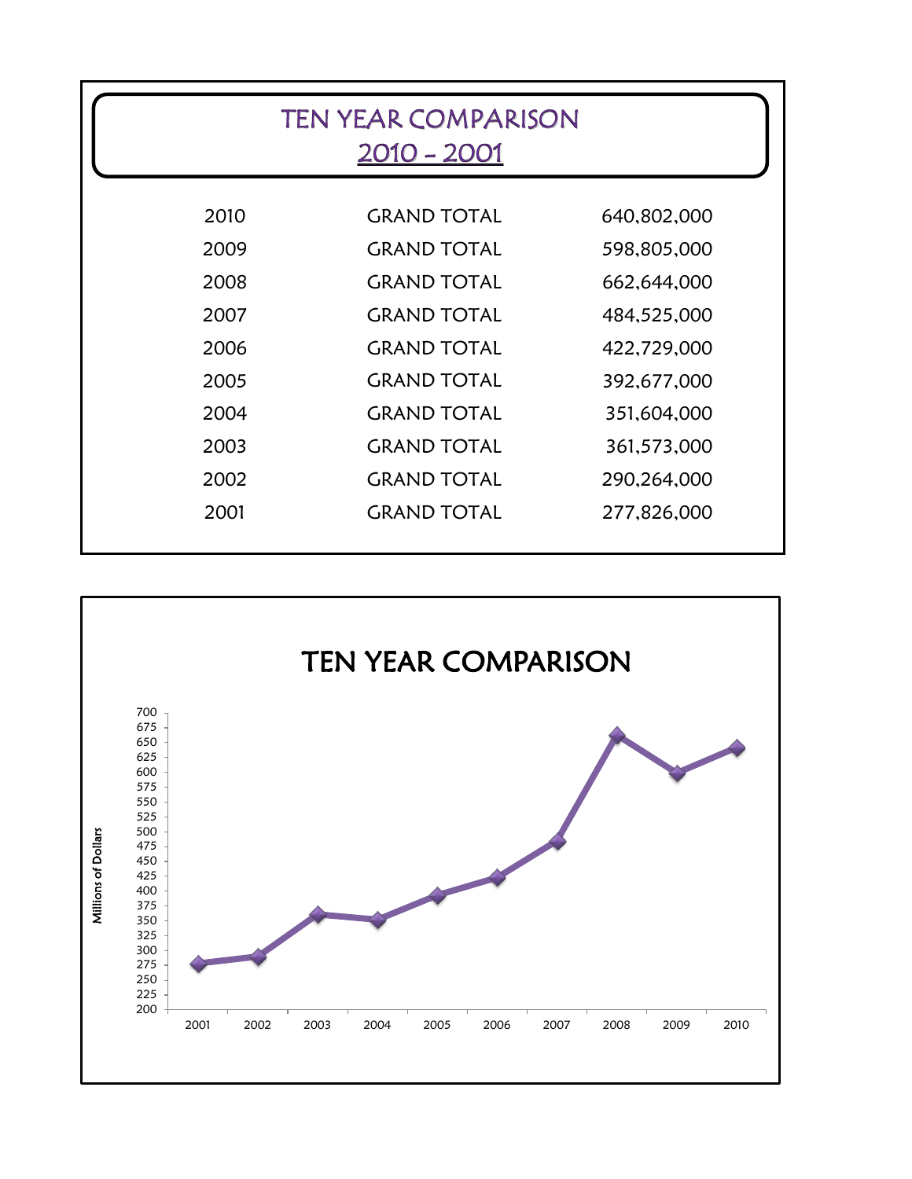# TEN YEAR COMPARISON
## 2010 - 2001

| Year | | Amount |
|---|---|---|
| 2010 | GRAND TOTAL | 640,802,000 |
| 2009 | GRAND TOTAL | 598,805,000 |
| 2008 | GRAND TOTAL | 662,644,000 |
| 2007 | GRAND TOTAL | 484,525,000 |
| 2006 | GRAND TOTAL | 422,729,000 |
| 2005 | GRAND TOTAL | 392,677,000 |
| 2004 | GRAND TOTAL | 351,604,000 |
| 2003 | GRAND TOTAL | 361,573,000 |
| 2002 | GRAND TOTAL | 290,264,000 |
| 2001 | GRAND TOTAL | 277,826,000 |

## TEN YEAR COMPARISON

(Line chart: Millions of Dollars, 2001–2010)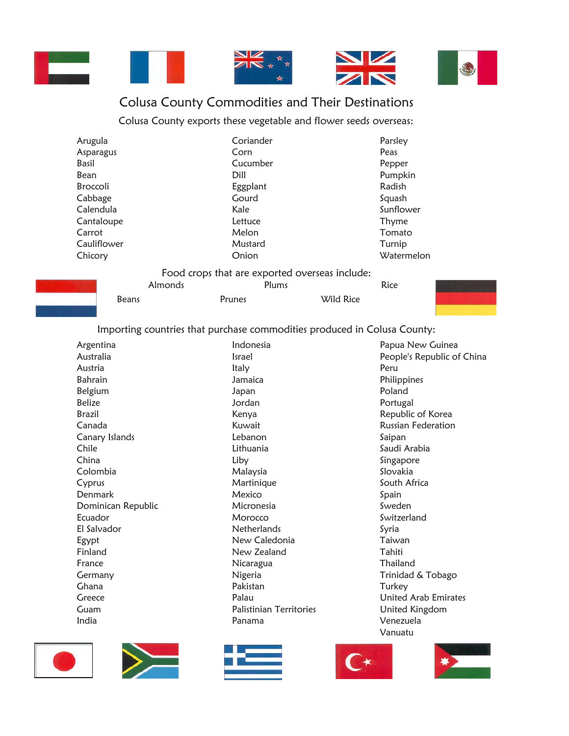# Colusa County Commodities and Their Destinations

Colusa County exports these vegetable and flower seeds overseas:

- Arugula
- Asparagus
- Basil
- Bean
- Broccoli
- Cabbage
- Calendula
- Cantaloupe
- Carrot
- Cauliflower
- Chicory
- Coriander
- Corn
- Cucumber
- Dill
- Eggplant
- Gourd
- Kale
- Lettuce
- Melon
- Mustard
- Onion
- Parsley
- Peas
- Pepper
- Pumpkin
- Radish
- Squash
- Sunflower
- Thyme
- Tomato
- Turnip
- Watermelon

Food crops that are exported overseas include:

- Almonds
- Plums
- Rice
- Beans
- Prunes
- Wild Rice

Importing countries that purchase commodities produced in Colusa County:

- Argentina
- Australia
- Austria
- Bahrain
- Belgium
- Belize
- Brazil
- Canada
- Canary Islands
- Chile
- China
- Colombia
- Cyprus
- Denmark
- Dominican Republic
- Ecuador
- El Salvador
- Egypt
- Finland
- France
- Germany
- Ghana
- Greece
- Guam
- India
- Indonesia
- Israel
- Italy
- Jamaica
- Japan
- Jordan
- Kenya
- Kuwait
- Lebanon
- Lithuania
- Liby
- Malaysia
- Martinique
- Mexico
- Micronesia
- Morocco
- Netherlands
- New Caledonia
- New Zealand
- Nicaragua
- Nigeria
- Pakistan
- Palau
- Palistinian Territories
- Panama
- Papua New Guinea
- People's Republic of China
- Peru
- Philippines
- Poland
- Portugal
- Republic of Korea
- Russian Federation
- Saipan
- Saudi Arabia
- Singapore
- Slovakia
- South Africa
- Spain
- Sweden
- Switzerland
- Syria
- Taiwan
- Tahiti
- Thailand
- Trinidad & Tobago
- Turkey
- United Arab Emirates
- United Kingdom
- Venezuela
- Vanuatu